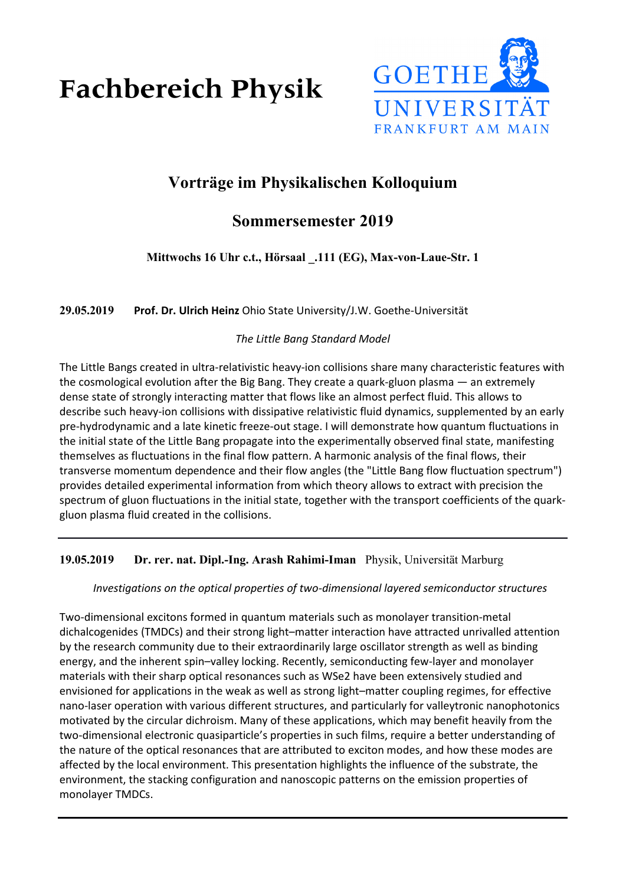# Fachbereich Physik

GOETHE UNIVERSITÄT FRANKFURT AM MAIN

## Vorträge im Physikalischen Kolloquium

## Sommersemester 2019

**Mittwochs 16 Uhr c.t., Hörsaal _.111 (EG), Max-von-Laue-Str. 1**

**29.05.2019** **Prof. Dr. Ulrich Heinz** Ohio State University/J.W. Goethe-Universität

*The Little Bang Standard Model*

The Little Bangs created in ultra-relativistic heavy-ion collisions share many characteristic features with the cosmological evolution after the Big Bang. They create a quark-gluon plasma — an extremely dense state of strongly interacting matter that flows like an almost perfect fluid. This allows to describe such heavy-ion collisions with dissipative relativistic fluid dynamics, supplemented by an early pre-hydrodynamic and a late kinetic freeze-out stage. I will demonstrate how quantum fluctuations in the initial state of the Little Bang propagate into the experimentally observed final state, manifesting themselves as fluctuations in the final flow pattern. A harmonic analysis of the final flows, their transverse momentum dependence and their flow angles (the "Little Bang flow fluctuation spectrum") provides detailed experimental information from which theory allows to extract with precision the spectrum of gluon fluctuations in the initial state, together with the transport coefficients of the quark-gluon plasma fluid created in the collisions.

---

**19.05.2019** **Dr. rer. nat. Dipl.-Ing. Arash Rahimi-Iman** Physik, Universität Marburg

*Investigations on the optical properties of two-dimensional layered semiconductor structures*

Two-dimensional excitons formed in quantum materials such as monolayer transition-metal dichalcogenides (TMDCs) and their strong light–matter interaction have attracted unrivalled attention by the research community due to their extraordinarily large oscillator strength as well as binding energy, and the inherent spin–valley locking. Recently, semiconducting few-layer and monolayer materials with their sharp optical resonances such as $WSe_2$ have been extensively studied and envisioned for applications in the weak as well as strong light–matter coupling regimes, for effective nano-laser operation with various different structures, and particularly for valleytronic nanophotonics motivated by the circular dichroism. Many of these applications, which may benefit heavily from the two-dimensional electronic quasiparticle's properties in such films, require a better understanding of the nature of the optical resonances that are attributed to exciton modes, and how these modes are affected by the local environment. This presentation highlights the influence of the substrate, the environment, the stacking configuration and nanoscopic patterns on the emission properties of monolayer TMDCs.

---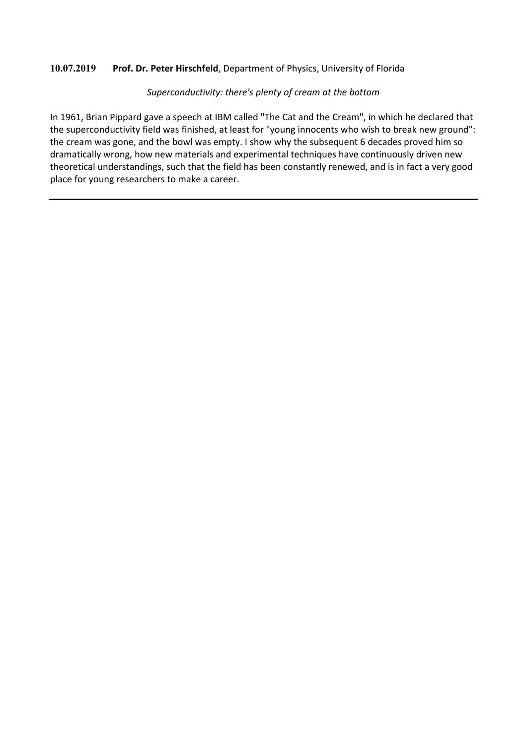**10.07.2019** **Prof. Dr. Peter Hirschfeld**, Department of Physics, University of Florida

*Superconductivity: there's plenty of cream at the bottom*

In 1961, Brian Pippard gave a speech at IBM called "The Cat and the Cream", in which he declared that the superconductivity field was finished, at least for "young innocents who wish to break new ground": the cream was gone, and the bowl was empty. I show why the subsequent 6 decades proved him so dramatically wrong, how new materials and experimental techniques have continuously driven new theoretical understandings, such that the field has been constantly renewed, and is in fact a very good place for young researchers to make a career.

---